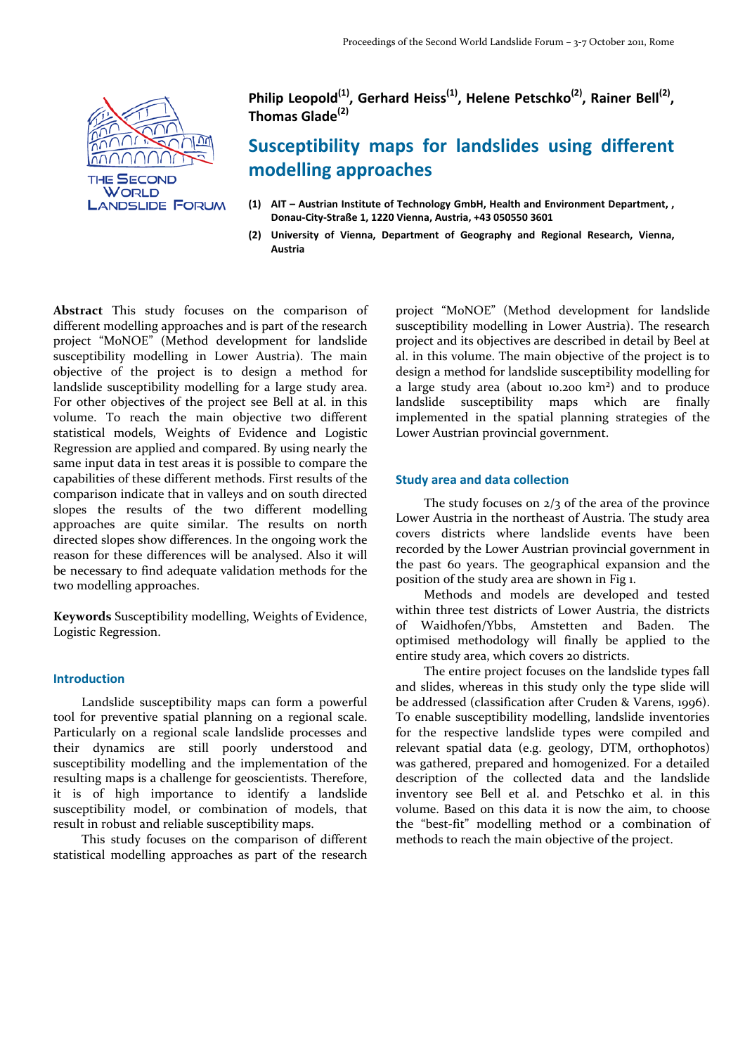Philip Leopold[(1)], Gerhard Heiss[(1)], Helene Petschko[(2)], Rainer Bell[(2)], Thomas Glade[(2)]

# Susceptibility maps for landslides using different modelling approaches

(1) AIT – Austrian Institute of Technology GmbH, Health and Environment Department, , Donau-City-Straße 1, 1220 Vienna, Austria, +43 050550 3601

(2) University of Vienna, Department of Geography and Regional Research, Vienna, Austria

**Abstract** This study focuses on the comparison of different modelling approaches and is part of the research project "MoNOE" (Method development for landslide susceptibility modelling in Lower Austria). The main objective of the project is to design a method for landslide susceptibility modelling for a large study area. For other objectives of the project see Bell at al. in this volume. To reach the main objective two different statistical models, Weights of Evidence and Logistic Regression are applied and compared. By using nearly the same input data in test areas it is possible to compare the capabilities of these different methods. First results of the comparison indicate that in valleys and on south directed slopes the results of the two different modelling approaches are quite similar. The results on north directed slopes show differences. In the ongoing work the reason for these differences will be analysed. Also it will be necessary to find adequate validation methods for the two modelling approaches.

**Keywords** Susceptibility modelling, Weights of Evidence, Logistic Regression.

## Introduction

Landslide susceptibility maps can form a powerful tool for preventive spatial planning on a regional scale. Particularly on a regional scale landslide processes and their dynamics are still poorly understood and susceptibility modelling and the implementation of the resulting maps is a challenge for geoscientists. Therefore, it is of high importance to identify a landslide susceptibility model, or combination of models, that result in robust and reliable susceptibility maps.

This study focuses on the comparison of different statistical modelling approaches as part of the research project "MoNOE" (Method development for landslide susceptibility modelling in Lower Austria). The research project and its objectives are described in detail by Beel at al. in this volume. The main objective of the project is to design a method for landslide susceptibility modelling for a large study area (about 10.200 km²) and to produce landslide susceptibility maps which are finally implemented in the spatial planning strategies of the Lower Austrian provincial government.

## Study area and data collection

The study focuses on 2/3 of the area of the province Lower Austria in the northeast of Austria. The study area covers districts where landslide events have been recorded by the Lower Austrian provincial government in the past 60 years. The geographical expansion and the position of the study area are shown in Fig 1.

Methods and models are developed and tested within three test districts of Lower Austria, the districts of Waidhofen/Ybbs, Amstetten and Baden. The optimised methodology will finally be applied to the entire study area, which covers 20 districts.

The entire project focuses on the landslide types fall and slides, whereas in this study only the type slide will be addressed (classification after Cruden & Varens, 1996). To enable susceptibility modelling, landslide inventories for the respective landslide types were compiled and relevant spatial data (e.g. geology, DTM, orthophotos) was gathered, prepared and homogenized. For a detailed description of the collected data and the landslide inventory see Bell et al. and Petschko et al. in this volume. Based on this data it is now the aim, to choose the "best-fit" modelling method or a combination of methods to reach the main objective of the project.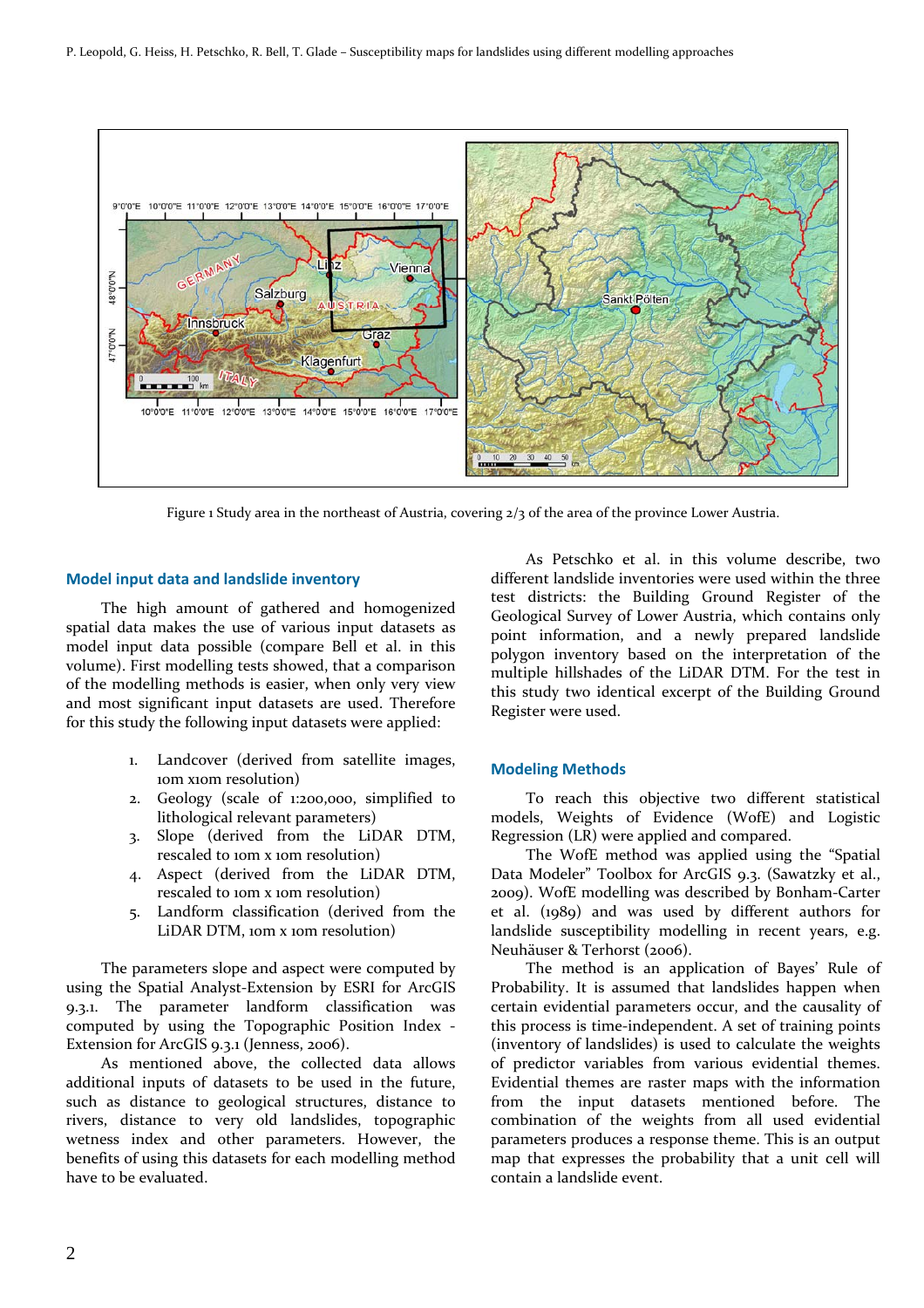Figure 1 Study area in the northeast of Austria, covering 2/3 of the area of the province Lower Austria.

## Model input data and landslide inventory

The high amount of gathered and homogenized spatial data makes the use of various input datasets as model input data possible (compare Bell et al. in this volume). First modelling tests showed, that a comparison of the modelling methods is easier, when only very view and most significant input datasets are used. Therefore for this study the following input datasets were applied:

1. Landcover (derived from satellite images, 10m x10m resolution)
2. Geology (scale of 1:200,000, simplified to lithological relevant parameters)
3. Slope (derived from the LiDAR DTM, rescaled to 10m x 10m resolution)
4. Aspect (derived from the LiDAR DTM, rescaled to 10m x 10m resolution)
5. Landform classification (derived from the LiDAR DTM, 10m x 10m resolution)

The parameters slope and aspect were computed by using the Spatial Analyst-Extension by ESRI for ArcGIS 9.3.1. The parameter landform classification was computed by using the Topographic Position Index - Extension for ArcGIS 9.3.1 (Jenness, 2006).

As mentioned above, the collected data allows additional inputs of datasets to be used in the future, such as distance to geological structures, distance to rivers, distance to very old landslides, topographic wetness index and other parameters. However, the benefits of using this datasets for each modelling method have to be evaluated.

As Petschko et al. in this volume describe, two different landslide inventories were used within the three test districts: the Building Ground Register of the Geological Survey of Lower Austria, which contains only point information, and a newly prepared landslide polygon inventory based on the interpretation of the multiple hillshades of the LiDAR DTM. For the test in this study two identical excerpt of the Building Ground Register were used.

## Modeling Methods

To reach this objective two different statistical models, Weights of Evidence (WofE) and Logistic Regression (LR) were applied and compared.

The WofE method was applied using the "Spatial Data Modeler" Toolbox for ArcGIS 9.3. (Sawatzky et al., 2009). WofE modelling was described by Bonham-Carter et al. (1989) and was used by different authors for landslide susceptibility modelling in recent years, e.g. Neuhäuser & Terhorst (2006).

The method is an application of Bayes' Rule of Probability. It is assumed that landslides happen when certain evidential parameters occur, and the causality of this process is time-independent. A set of training points (inventory of landslides) is used to calculate the weights of predictor variables from various evidential themes. Evidential themes are raster maps with the information from the input datasets mentioned before. The combination of the weights from all used evidential parameters produces a response theme. This is an output map that expresses the probability that a unit cell will contain a landslide event.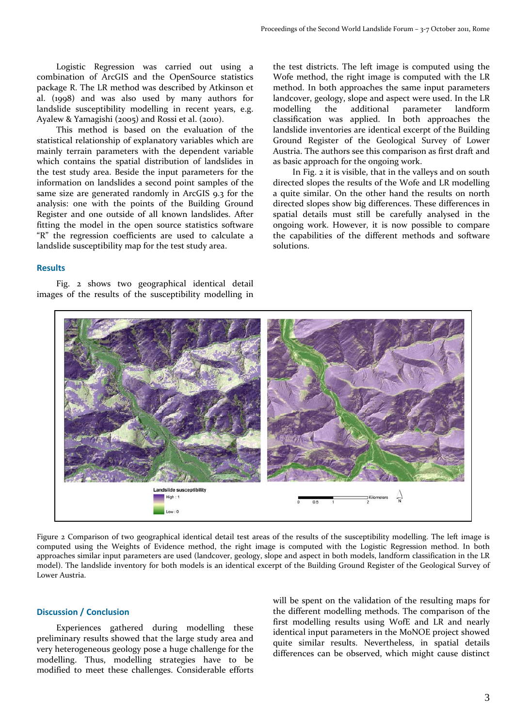Logistic Regression was carried out using a combination of ArcGIS and the OpenSource statistics package R. The LR method was described by Atkinson et al. (1998) and was also used by many authors for landslide susceptibility modelling in recent years, e.g. Ayalew & Yamagishi (2005) and Rossi et al. (2010).

This method is based on the evaluation of the statistical relationship of explanatory variables which are mainly terrain parameters with the dependent variable which contains the spatial distribution of landslides in the test study area. Beside the input parameters for the information on landslides a second point samples of the same size are generated randomly in ArcGIS 9.3 for the analysis: one with the points of the Building Ground Register and one outside of all known landslides. After fitting the model in the open source statistics software "R" the regression coefficients are used to calculate a landslide susceptibility map for the test study area.

## Results

Fig. 2 shows two geographical identical detail images of the results of the susceptibility modelling in the test districts. The left image is computed using the Wofe method, the right image is computed with the LR method. In both approaches the same input parameters landcover, geology, slope and aspect were used. In the LR modelling the additional parameter landform classification was applied. In both approaches the landslide inventories are identical excerpt of the Building Ground Register of the Geological Survey of Lower Austria. The authors see this comparison as first draft and as basic approach for the ongoing work.

In Fig. 2 it is visible, that in the valleys and on south directed slopes the results of the Wofe and LR modelling a quite similar. On the other hand the results on north directed slopes show big differences. These differences in spatial details must still be carefully analysed in the ongoing work. However, it is now possible to compare the capabilities of the different methods and software solutions.

Landslide susceptibility
High : 1
Low : 0
0 0.5 1 2 Kilometers
N

Figure 2 Comparison of two geographical identical detail test areas of the results of the susceptibility modelling. The left image is computed using the Weights of Evidence method, the right image is computed with the Logistic Regression method. In both approaches similar input parameters are used (landcover, geology, slope and aspect in both models, landform classification in the LR model). The landslide inventory for both models is an identical excerpt of the Building Ground Register of the Geological Survey of Lower Austria.

## Discussion / Conclusion

Experiences gathered during modelling these preliminary results showed that the large study area and very heterogeneous geology pose a huge challenge for the modelling. Thus, modelling strategies have to be modified to meet these challenges. Considerable efforts will be spent on the validation of the resulting maps for the different modelling methods. The comparison of the first modelling results using WofE and LR and nearly identical input parameters in the MoNOE project showed quite similar results. Nevertheless, in spatial details differences can be observed, which might cause distinct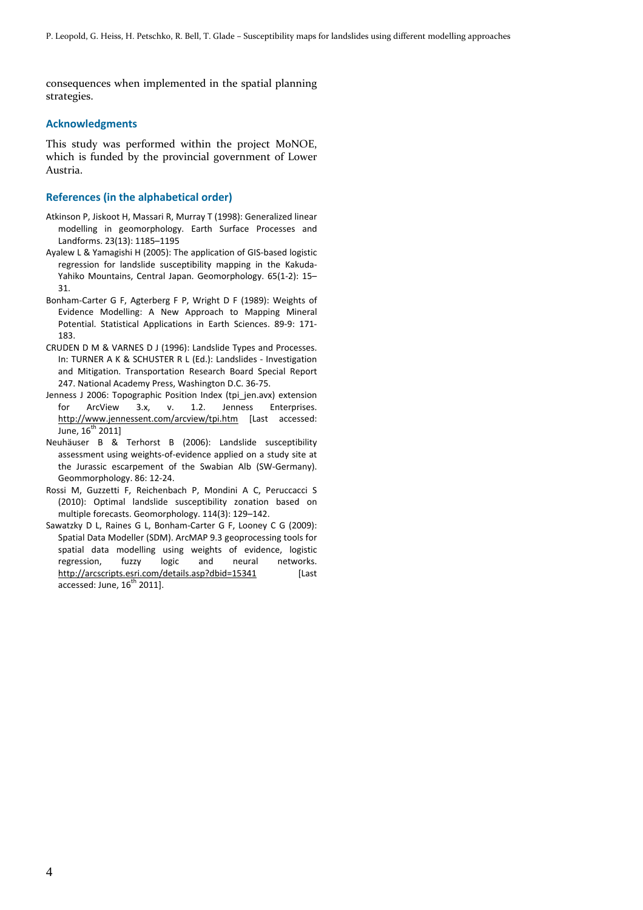consequences when implemented in the spatial planning strategies.

## Acknowledgments

This study was performed within the project MoNOE, which is funded by the provincial government of Lower Austria.

## References (in the alphabetical order)

Atkinson P, Jiskoot H, Massari R, Murray T (1998): Generalized linear modelling in geomorphology. Earth Surface Processes and Landforms. 23(13): 1185–1195

Ayalew L & Yamagishi H (2005): The application of GIS-based logistic regression for landslide susceptibility mapping in the Kakuda-Yahiko Mountains, Central Japan. Geomorphology. 65(1-2): 15–31.

Bonham-Carter G F, Agterberg F P, Wright D F (1989): Weights of Evidence Modelling: A New Approach to Mapping Mineral Potential. Statistical Applications in Earth Sciences. 89-9: 171-183.

CRUDEN D M & VARNES D J (1996): Landslide Types and Processes. In: TURNER A K & SCHUSTER R L (Ed.): Landslides - Investigation and Mitigation. Transportation Research Board Special Report 247. National Academy Press, Washington D.C. 36-75.

Jenness J 2006: Topographic Position Index (tpi_jen.avx) extension for ArcView 3.x, v. 1.2. Jenness Enterprises. http://www.jennessent.com/arcview/tpi.htm [Last accessed: June, 16th 2011]

Neuhäuser B & Terhorst B (2006): Landslide susceptibility assessment using weights-of-evidence applied on a study site at the Jurassic escarpement of the Swabian Alb (SW-Germany). Geommorphology. 86: 12-24.

Rossi M, Guzzetti F, Reichenbach P, Mondini A C, Peruccacci S (2010): Optimal landslide susceptibility zonation based on multiple forecasts. Geomorphology. 114(3): 129–142.

Sawatzky D L, Raines G L, Bonham-Carter G F, Looney C G (2009): Spatial Data Modeller (SDM). ArcMAP 9.3 geoprocessing tools for spatial data modelling using weights of evidence, logistic regression, fuzzy logic and neural networks. http://arcscripts.esri.com/details.asp?dbid=15341 [Last accessed: June, 16th 2011].